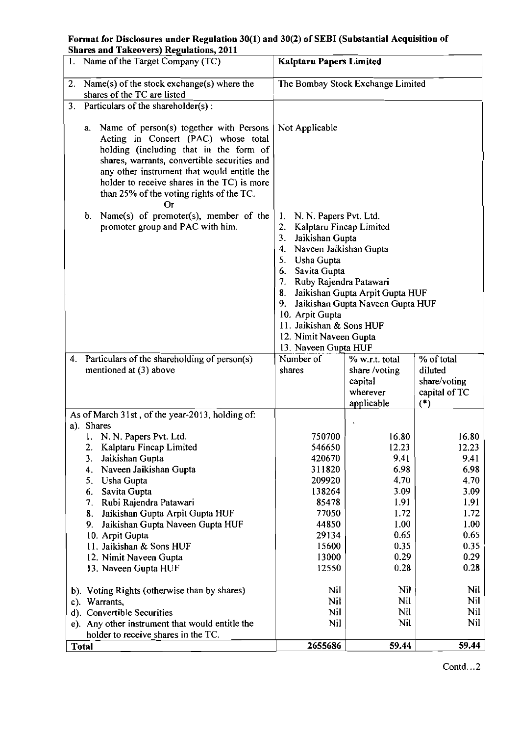**Format for Disclosures under Regulation 30(1) and 30(2) of SEBI (Substantial Acquisition of Shares and Takeovers) Regulations, 2011**

| | | | |
|---|---|---|---|
| 1. Name of the Target Company (TC) | **Kalptaru Papers Limited** | | |
| 2. Name(s) of the stock exchange(s) where the shares of the TC are listed | The Bombay Stock Exchange Limited | | |
| 3. Particulars of the shareholder(s) :<br><br>a. Name of person(s) together with Persons Acting in Concert (PAC) whose total holding (including that in the form of shares, warrants, convertible securities and any other instrument that would entitle the holder to receive shares in the TC) is more than 25% of the voting rights of the TC.<br>Or<br>b. Name(s) of promoter(s), member of the promoter group and PAC with him. | Not Applicable<br><br>1. N. N. Papers Pvt. Ltd.<br>2. Kalptaru Fincap Limited<br>3. Jaikishan Gupta<br>4. Naveen Jaikishan Gupta<br>5. Usha Gupta<br>6. Savita Gupta<br>7. Ruby Rajendra Patawari<br>8. Jaikishan Gupta Arpit Gupta HUF<br>9. Jaikishan Gupta Naveen Gupta HUF<br>10. Arpit Gupta<br>11. Jaikishan & Sons HUF<br>12. Nimit Naveen Gupta<br>13. Naveen Gupta HUF | | |
| 4. Particulars of the shareholding of person(s) mentioned at (3) above | Number of shares | % w.r.t. total share /voting capital wherever applicable | % of total diluted share/voting capital of TC (*) |
| As of March 31st, of the year-2013, holding of: | | | |
| a). Shares | | | |
| 1. N. N. Papers Pvt. Ltd. | 750700 | 16.80 | 16.80 |
| 2. Kalptaru Fincap Limited | 546650 | 12.23 | 12.23 |
| 3. Jaikishan Gupta | 420670 | 9.41 | 9.41 |
| 4. Naveen Jaikishan Gupta | 311820 | 6.98 | 6.98 |
| 5. Usha Gupta | 209920 | 4.70 | 4.70 |
| 6. Savita Gupta | 138264 | 3.09 | 3.09 |
| 7. Rubi Rajendra Patawari | 85478 | 1.91 | 1.91 |
| 8. Jaikishan Gupta Arpit Gupta HUF | 77050 | 1.72 | 1.72 |
| 9. Jaikishan Gupta Naveen Gupta HUF | 44850 | 1.00 | 1.00 |
| 10. Arpit Gupta | 29134 | 0.65 | 0.65 |
| 11. Jaikishan & Sons HUF | 15600 | 0.35 | 0.35 |
| 12. Nimit Naveen Gupta | 13000 | 0.29 | 0.29 |
| 13. Naveen Gupta HUF | 12550 | 0.28 | 0.28 |
| b). Voting Rights (otherwise than by shares) | Nil | Nil | Nil |
| c). Warrants, | Nil | Nil | Nil |
| d). Convertible Securities | Nil | Nil | Nil |
| e). Any other instrument that would entitle the holder to receive shares in the TC. | Nil | Nil | Nil |
| **Total** | **2655686** | **59.44** | **59.44** |

Contd…2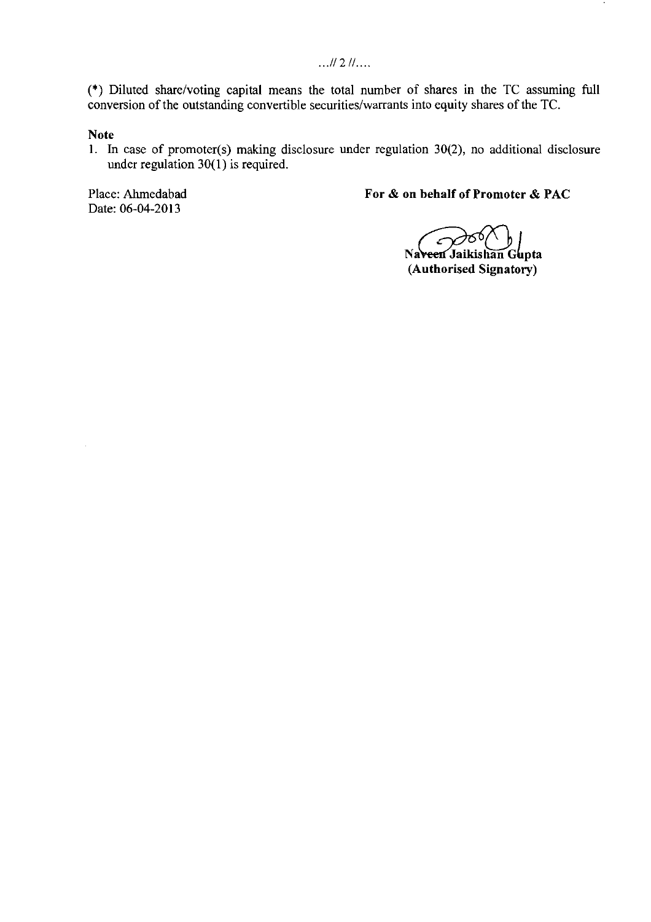(*) Diluted share/voting capital means the total number of shares in the TC assuming full conversion of the outstanding convertible securities/warrants into equity shares of the TC.

**Note**

1. In case of promoter(s) making disclosure under regulation 30(2), no additional disclosure under regulation 30(1) is required.

Place: Ahmedabad
Date: 06-04-2013

**For & on behalf of Promoter & PAC**

**Naveen Jaikishan Gupta**
**(Authorised Signatory)**